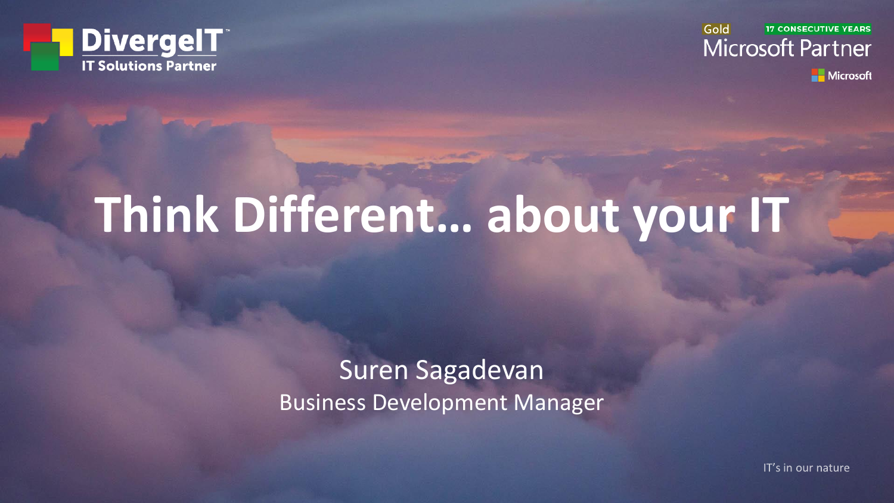DivergeIT
IT Solutions Partner

Gold
17 CONSECUTIVE YEARS
Microsoft Partner
Microsoft

# Think Different… about your IT

Suren Sagadevan
Business Development Manager

IT's in our nature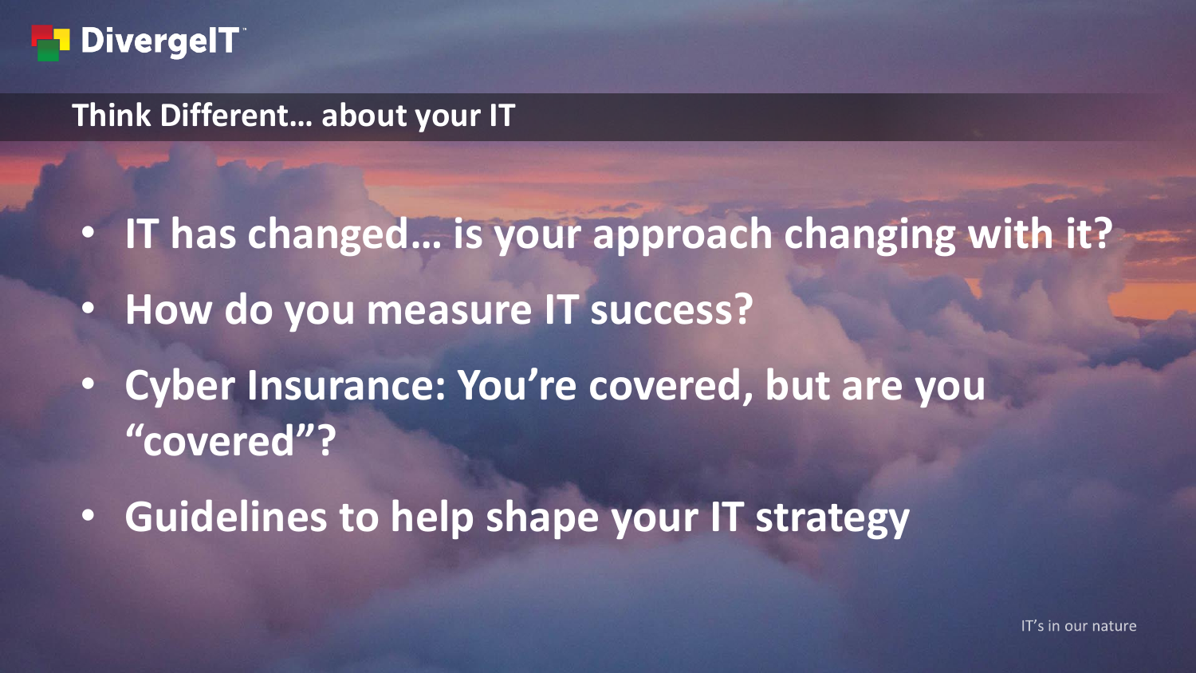## Think Different… about your IT

- IT has changed… is your approach changing with it?
- How do you measure IT success?
- Cyber Insurance: You're covered, but are you "covered"?
- Guidelines to help shape your IT strategy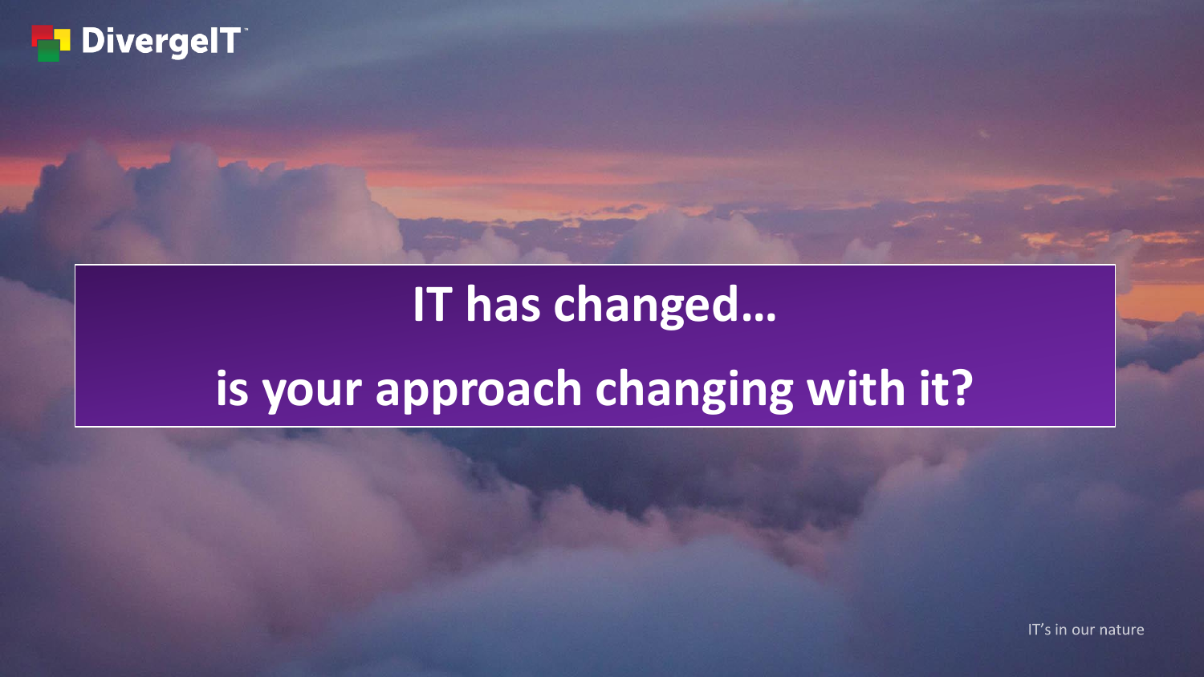# IT has changed…

# is your approach changing with it?

IT's in our nature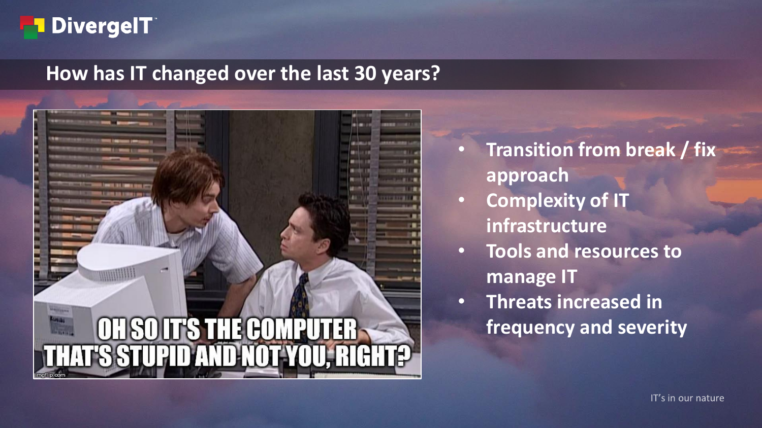## How has IT changed over the last 30 years?

- **Transition from break / fix approach**
- **Complexity of IT infrastructure**
- **Tools and resources to manage IT**
- **Threats increased in frequency and severity**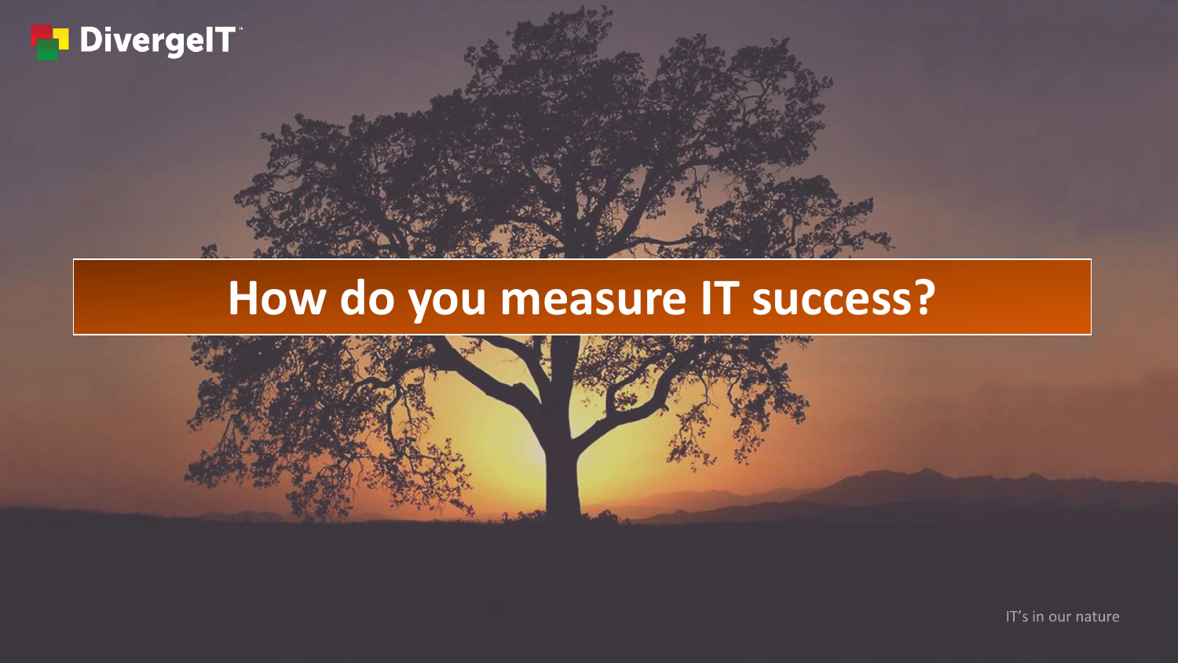# How do you measure IT success?

IT's in our nature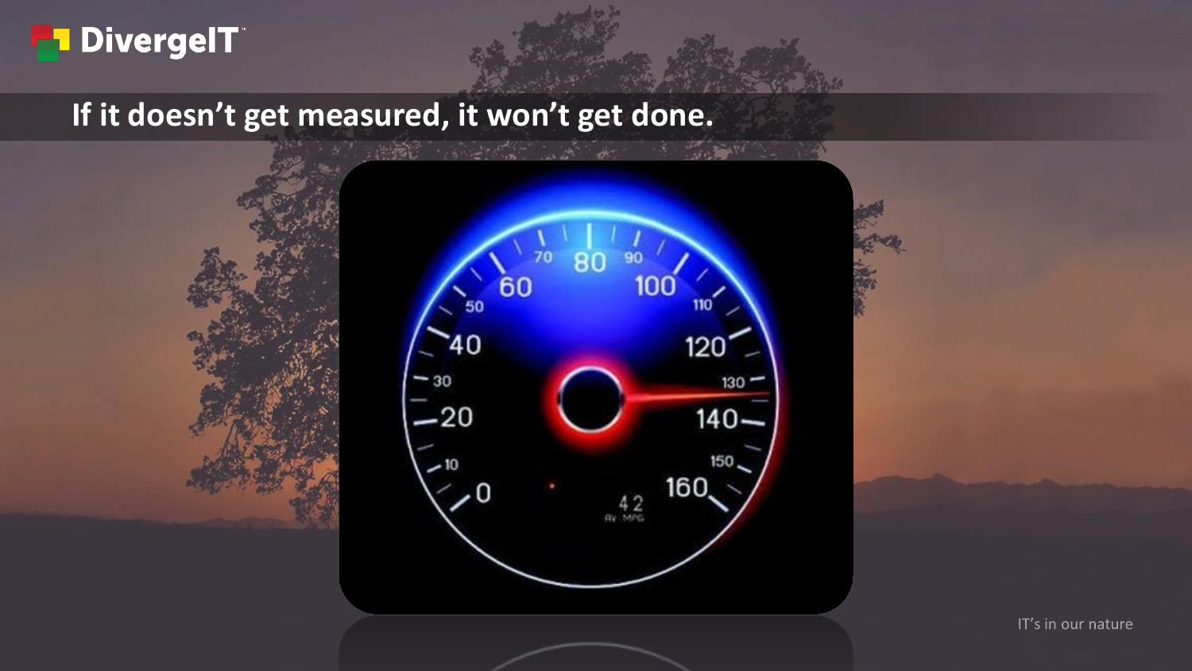# If it doesn't get measured, it won't get done.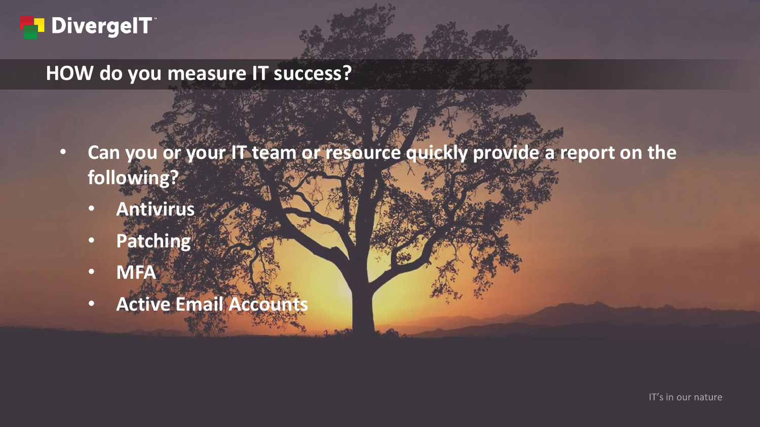## HOW do you measure IT success?

- **Can you or your IT team or resource quickly provide a report on the following?**
  - **Antivirus**
  - **Patching**
  - **MFA**
  - **Active Email Accounts**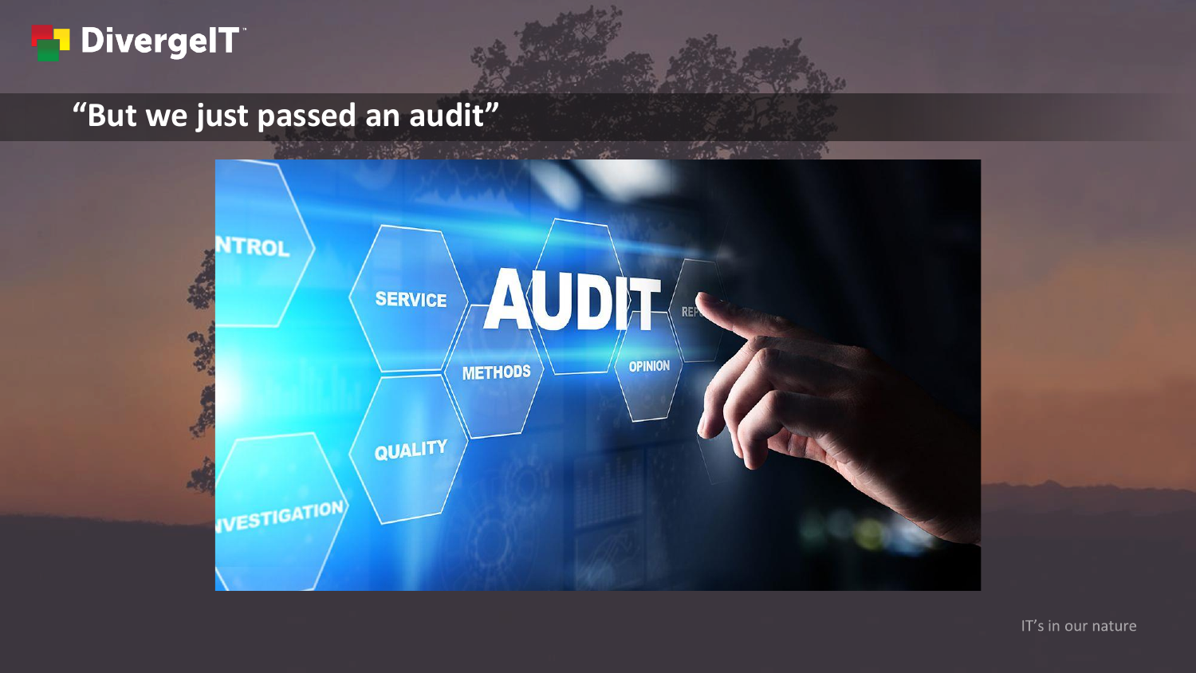## "But we just passed an audit"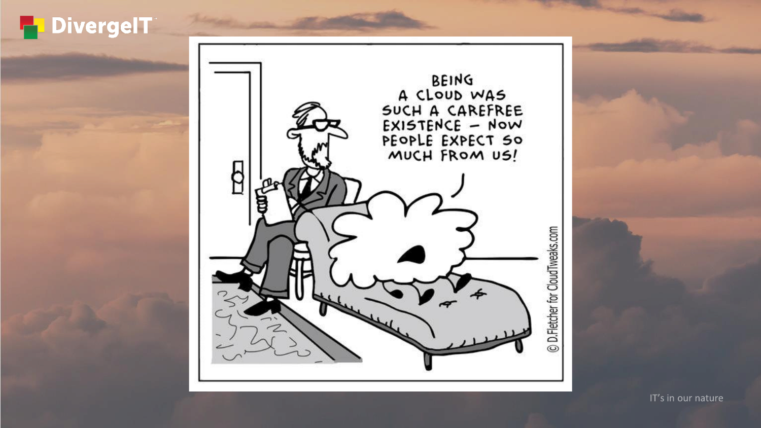BEING A CLOUD WAS SUCH A CAREFREE EXISTENCE – NOW PEOPLE EXPECT SO MUCH FROM US!

© D.Fletcher for CloudTweaks.com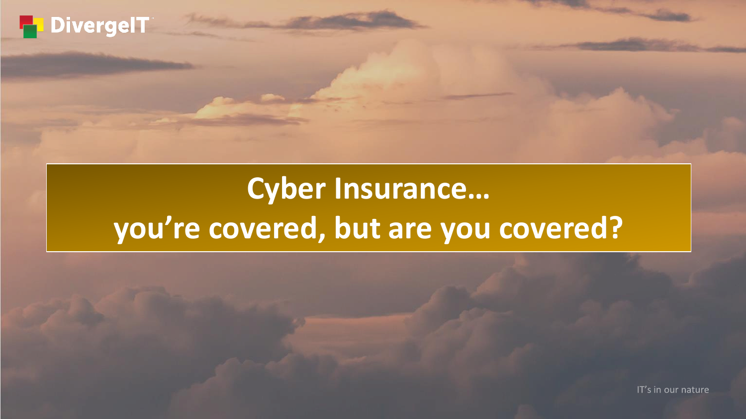# Cyber Insurance… you’re covered, but are you covered?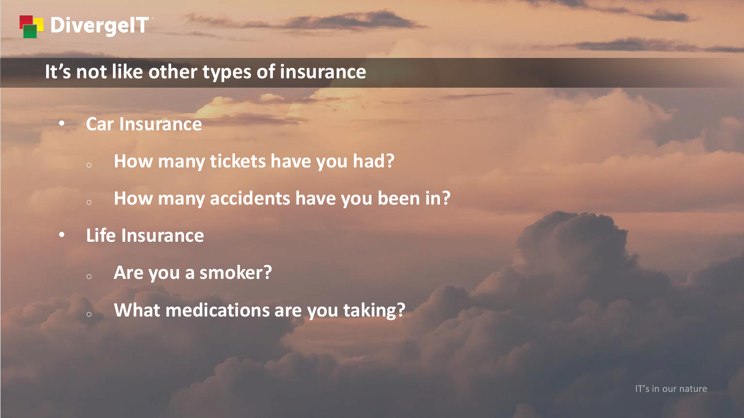## It's not like other types of insurance

- **Car Insurance**
  - **How many tickets have you had?**
  - **How many accidents have you been in?**
- **Life Insurance**
  - **Are you a smoker?**
  - **What medications are you taking?**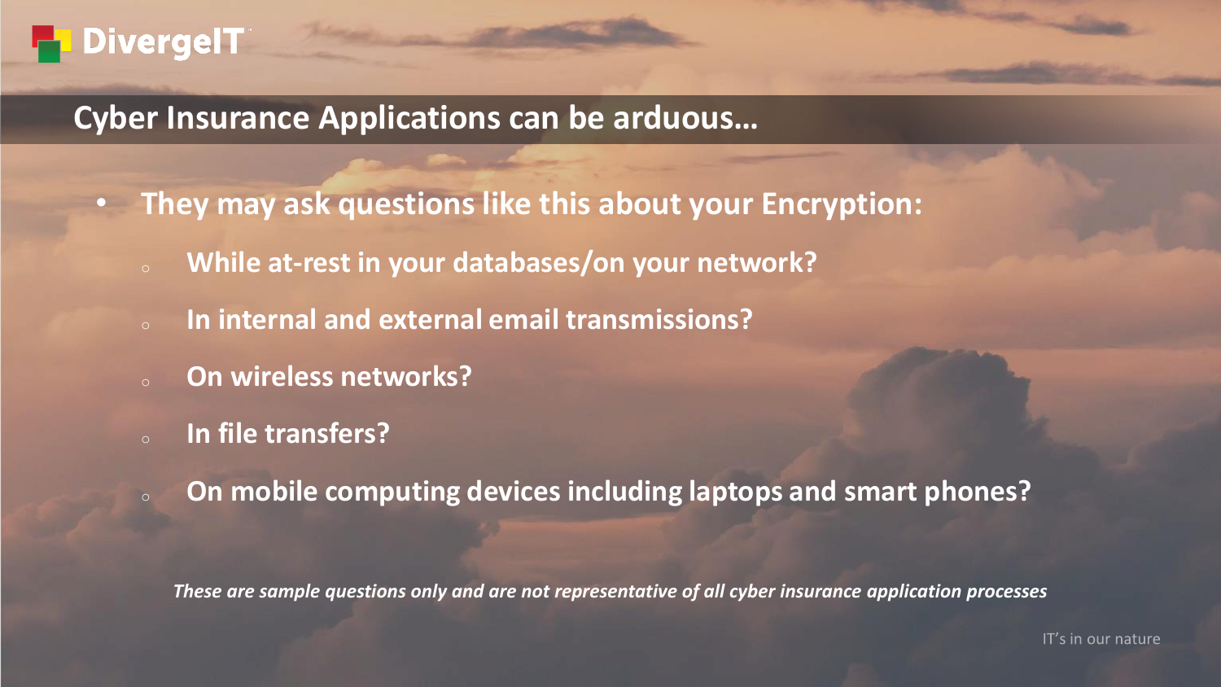## Cyber Insurance Applications can be arduous…

- **They may ask questions like this about your Encryption:**
  - **While at-rest in your databases/on your network?**
  - **In internal and external email transmissions?**
  - **On wireless networks?**
  - **In file transfers?**
  - **On mobile computing devices including laptops and smart phones?**

***These are sample questions only and are not representative of all cyber insurance application processes***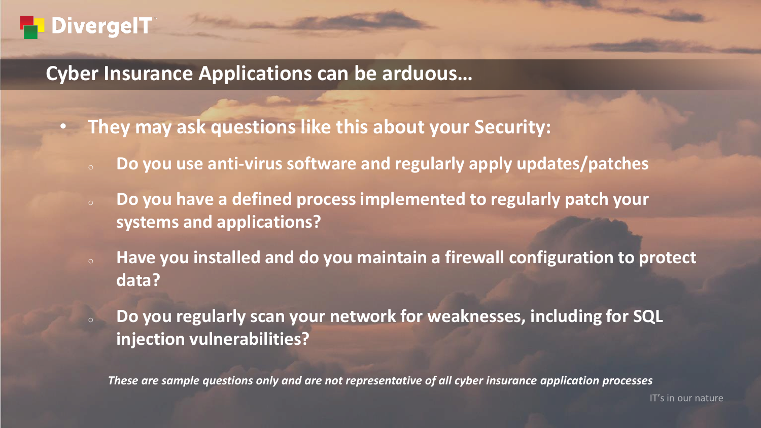## Cyber Insurance Applications can be arduous…

- **They may ask questions like this about your Security:**
  - **Do you use anti-virus software and regularly apply updates/patches**
  - **Do you have a defined process implemented to regularly patch your systems and applications?**
  - **Have you installed and do you maintain a firewall configuration to protect data?**
  - **Do you regularly scan your network for weaknesses, including for SQL injection vulnerabilities?**

***These are sample questions only and are not representative of all cyber insurance application processes***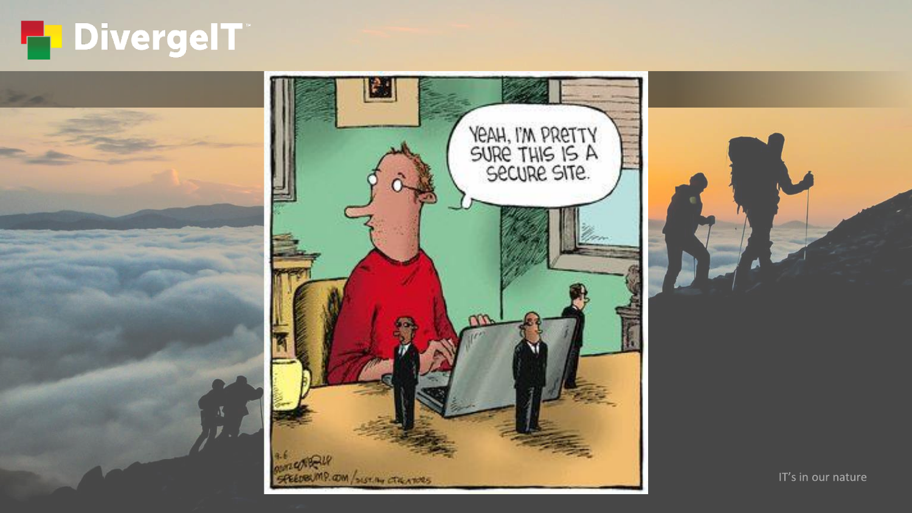YEAH, I'M PRETTY SURE THIS IS A SECURE SITE.

SPEEDBUMP.COM / DIST. BY CREATORS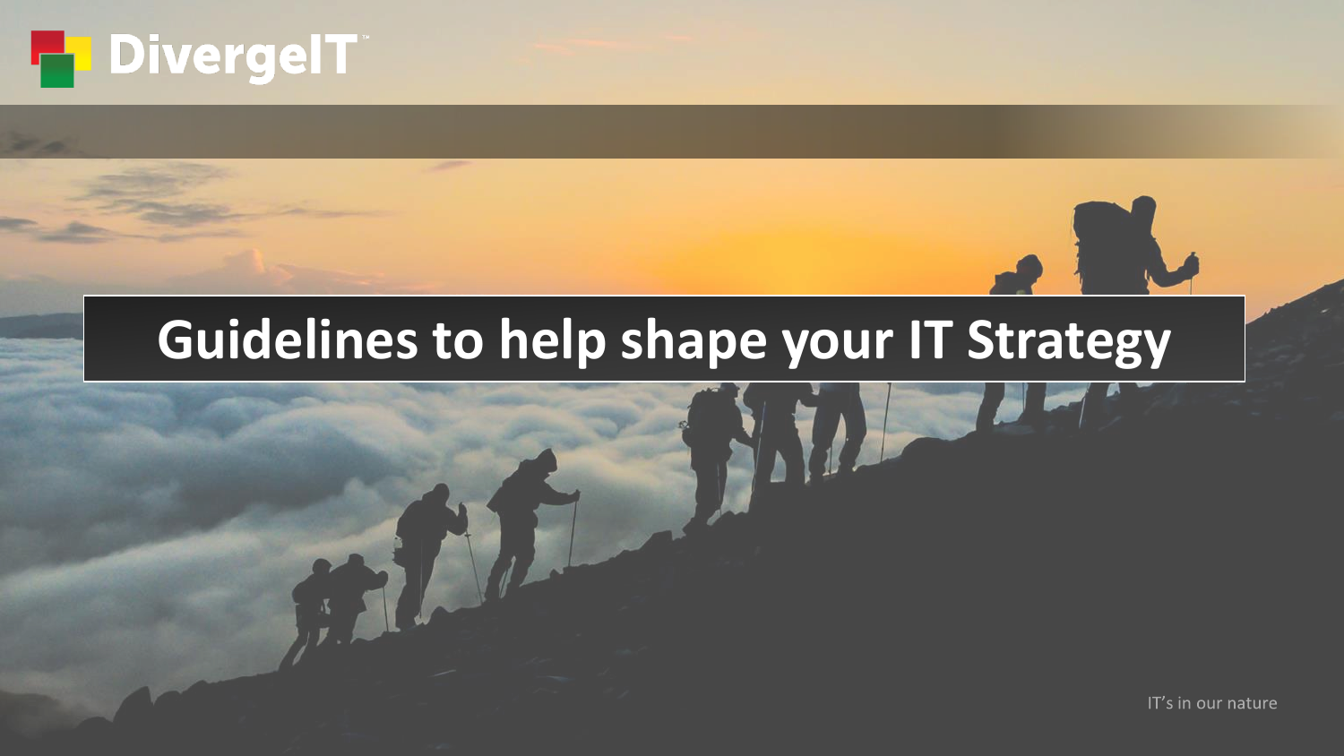DivergeIT

# Guidelines to help shape your IT Strategy

IT's in our nature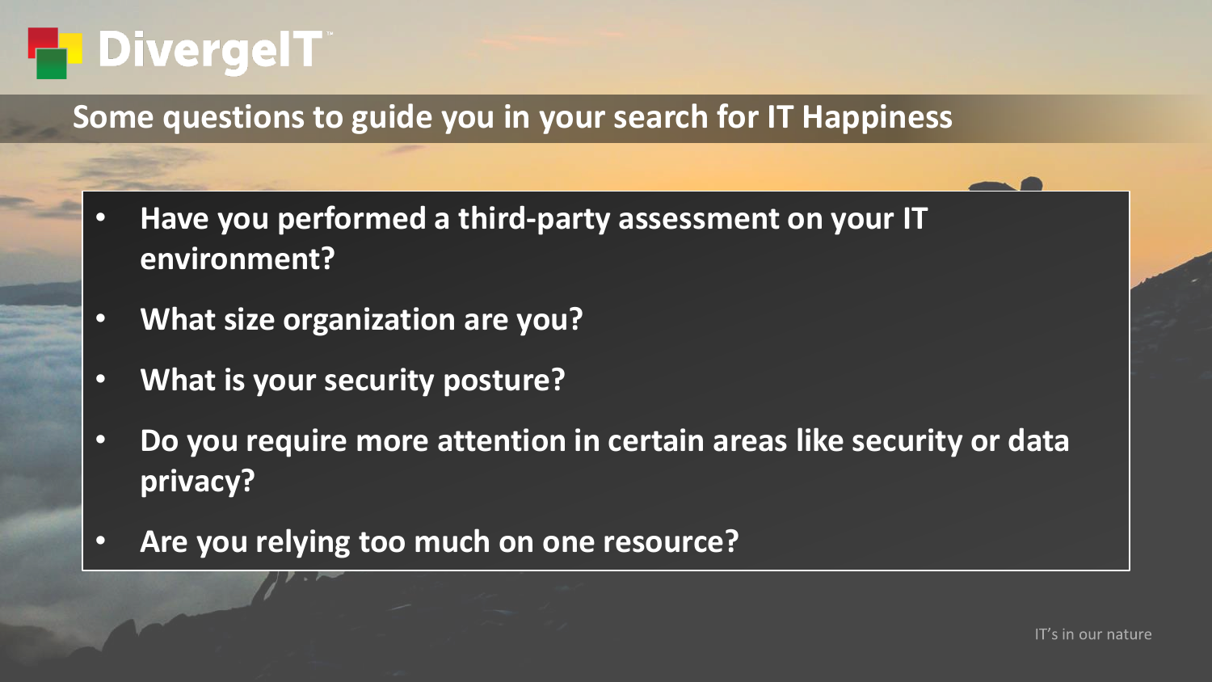## Some questions to guide you in your search for IT Happiness

- **Have you performed a third-party assessment on your IT environment?**
- **What size organization are you?**
- **What is your security posture?**
- **Do you require more attention in certain areas like security or data privacy?**
- **Are you relying too much on one resource?**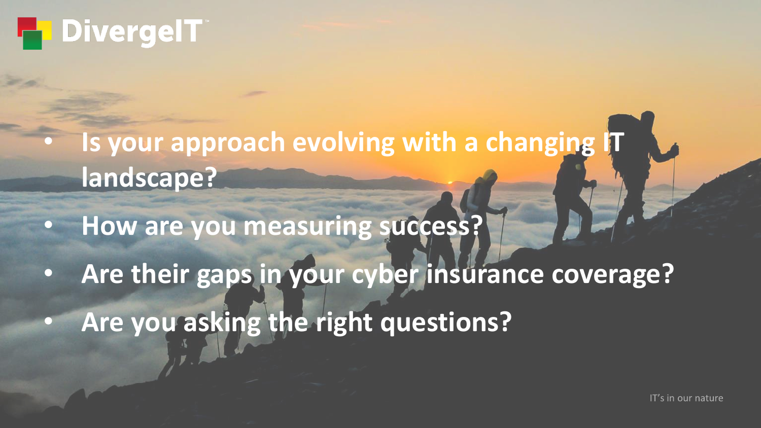DivergeIT

- Is your approach evolving with a changing IT landscape?
- How are you measuring success?
- Are their gaps in your cyber insurance coverage?
- Are you asking the right questions?

IT's in our nature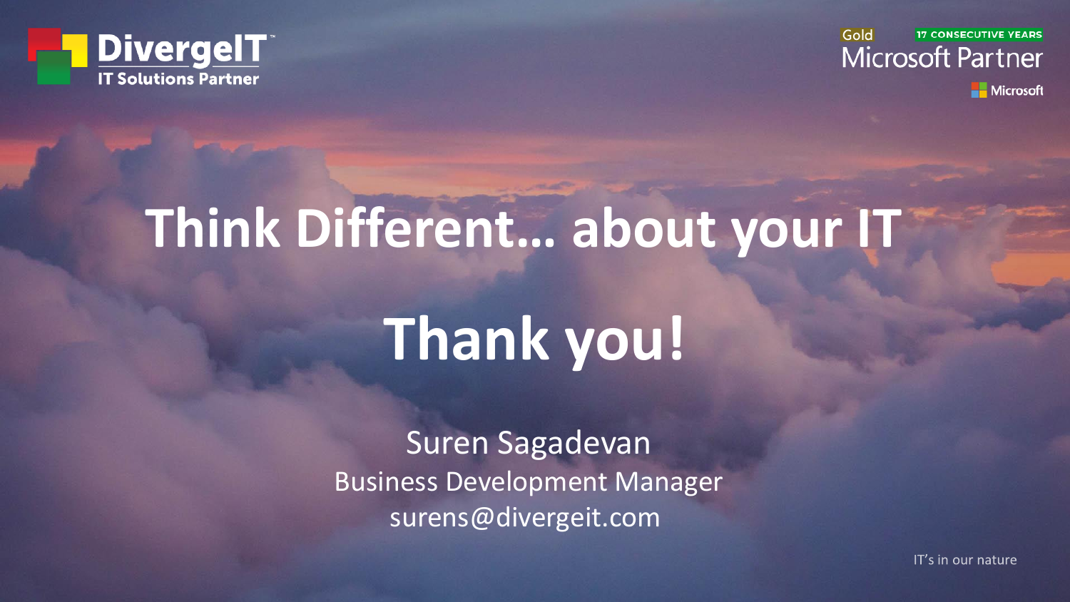DivergeIT
IT Solutions Partner

Gold Microsoft Partner
17 CONSECUTIVE YEARS
Microsoft

# Think Different… about your IT

# Thank you!

Suren Sagadevan
Business Development Manager
surens@divergeit.com

IT's in our nature